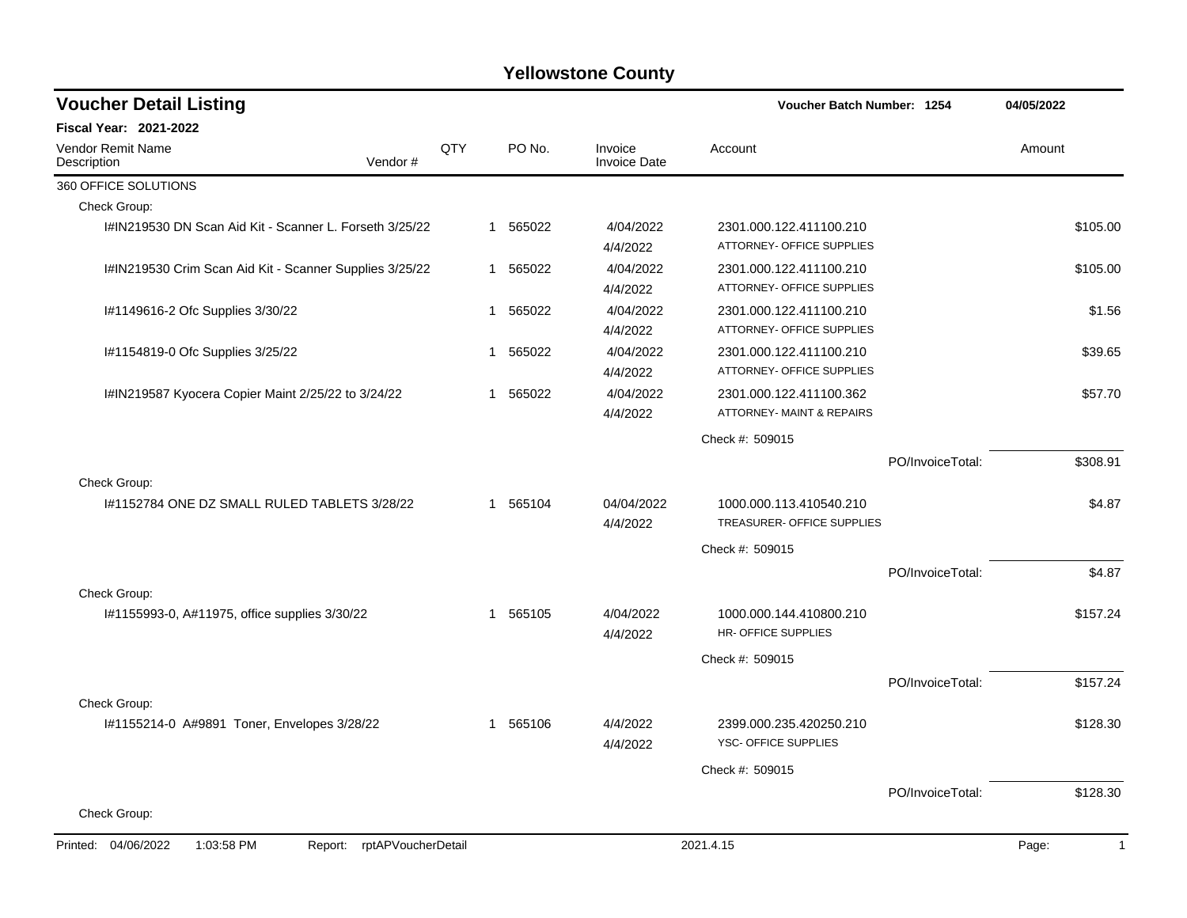# Yellowstone County

## Voucher Detail Listing

**Fiscal Year: 2021-2022**

Voucher Batch Number: 1254 — 04/05/2022

| Vendor Remit Name / Description | Vendor # | QTY | PO No. | Invoice / Invoice Date | Account | Amount |
|---|---|---|---|---|---|---|
| 360 OFFICE SOLUTIONS | | | | | | |
| Check Group: | | | | | | |
| I#IN219530 DN Scan Aid Kit - Scanner L. Forseth 3/25/22 | | 1 | 565022 | 4/04/2022<br>4/4/2022 | 2301.000.122.411100.210<br>ATTORNEY- OFFICE SUPPLIES | $105.00 |
| I#IN219530 Crim Scan Aid Kit - Scanner Supplies 3/25/22 | | 1 | 565022 | 4/04/2022<br>4/4/2022 | 2301.000.122.411100.210<br>ATTORNEY- OFFICE SUPPLIES | $105.00 |
| I#1149616-2 Ofc Supplies 3/30/22 | | 1 | 565022 | 4/04/2022<br>4/4/2022 | 2301.000.122.411100.210<br>ATTORNEY- OFFICE SUPPLIES | $1.56 |
| I#1154819-0 Ofc Supplies 3/25/22 | | 1 | 565022 | 4/04/2022<br>4/4/2022 | 2301.000.122.411100.210<br>ATTORNEY- OFFICE SUPPLIES | $39.65 |
| I#IN219587 Kyocera Copier Maint 2/25/22 to 3/24/22 | | 1 | 565022 | 4/04/2022<br>4/4/2022 | 2301.000.122.411100.362<br>ATTORNEY- MAINT & REPAIRS | $57.70 |
| | | | | | Check #: 509015 | |
| | | | | | PO/InvoiceTotal: | $308.91 |
| Check Group: | | | | | | |
| I#1152784 ONE DZ SMALL RULED TABLETS 3/28/22 | | 1 | 565104 | 04/04/2022<br>4/4/2022 | 1000.000.113.410540.210<br>TREASURER- OFFICE SUPPLIES | $4.87 |
| | | | | | Check #: 509015 | |
| | | | | | PO/InvoiceTotal: | $4.87 |
| Check Group: | | | | | | |
| I#1155993-0, A#11975, office supplies 3/30/22 | | 1 | 565105 | 4/04/2022<br>4/4/2022 | 1000.000.144.410800.210<br>HR- OFFICE SUPPLIES | $157.24 |
| | | | | | Check #: 509015 | |
| | | | | | PO/InvoiceTotal: | $157.24 |
| Check Group: | | | | | | |
| I#1155214-0 A#9891 Toner, Envelopes 3/28/22 | | 1 | 565106 | 4/4/2022<br>4/4/2022 | 2399.000.235.420250.210<br>YSC- OFFICE SUPPLIES | $128.30 |
| | | | | | Check #: 509015 | |
| | | | | | PO/InvoiceTotal: | $128.30 |
| Check Group: | | | | | | |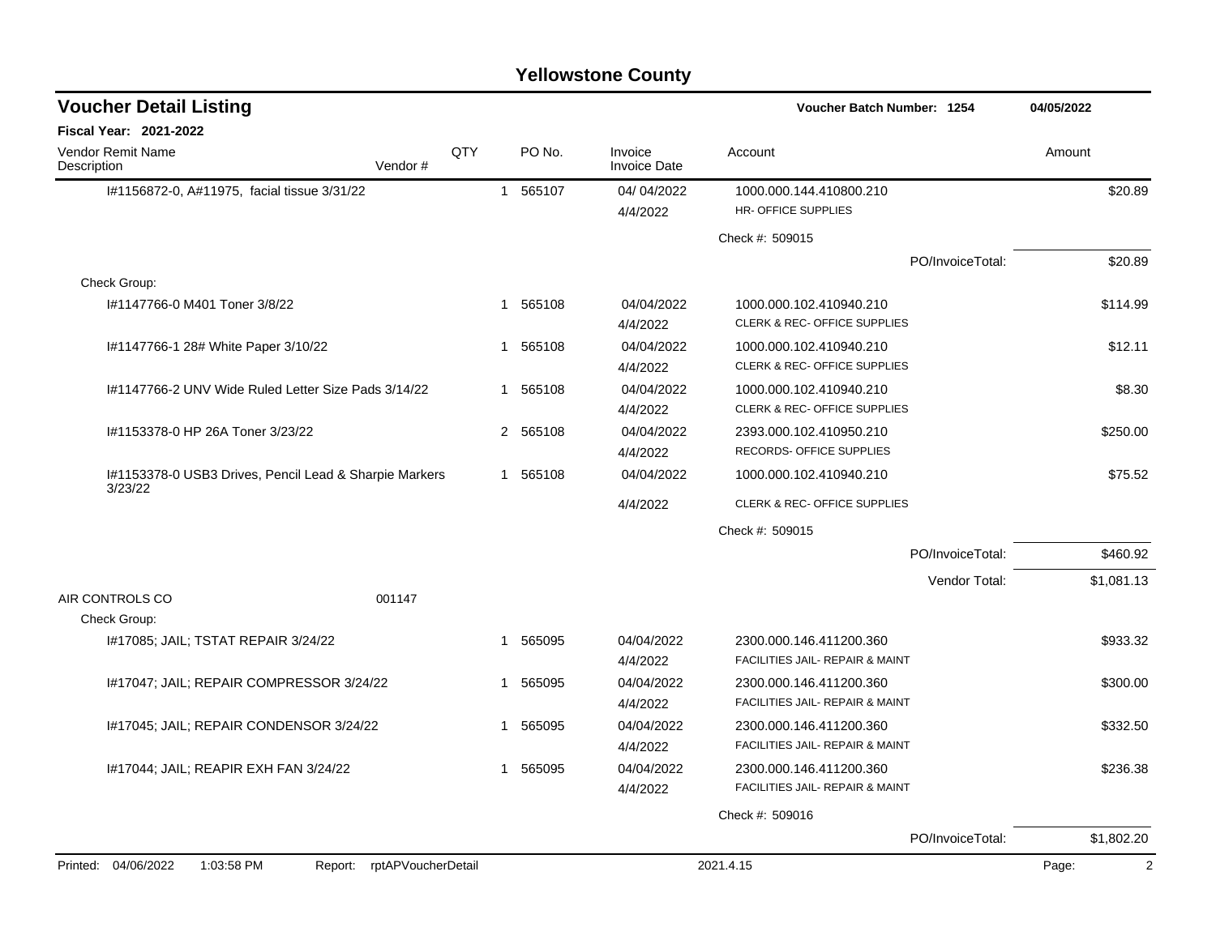# Yellowstone County

## Voucher Detail Listing

**Voucher Batch Number: 1254** **04/05/2022**

**Fiscal Year: 2021-2022**

| Vendor Remit Name / Description | Vendor # | QTY | PO No. | Invoice / Invoice Date | Account | Amount |
|---|---|---|---|---|---|---|
| I#1156872-0, A#11975, facial tissue 3/31/22 | | 1 | 565107 | 04/ 04/2022<br>4/4/2022 | 1000.000.144.410800.210<br>HR- OFFICE SUPPLIES | $20.89 |
| | | | | | Check #: 509015 | |
| | | | | | PO/InvoiceTotal: | $20.89 |
| Check Group: | | | | | | |
| I#1147766-0 M401 Toner 3/8/22 | | 1 | 565108 | 04/04/2022<br>4/4/2022 | 1000.000.102.410940.210<br>CLERK & REC- OFFICE SUPPLIES | $114.99 |
| I#1147766-1 28# White Paper 3/10/22 | | 1 | 565108 | 04/04/2022<br>4/4/2022 | 1000.000.102.410940.210<br>CLERK & REC- OFFICE SUPPLIES | $12.11 |
| I#1147766-2 UNV Wide Ruled Letter Size Pads 3/14/22 | | 1 | 565108 | 04/04/2022<br>4/4/2022 | 1000.000.102.410940.210<br>CLERK & REC- OFFICE SUPPLIES | $8.30 |
| I#1153378-0 HP 26A Toner 3/23/22 | | 2 | 565108 | 04/04/2022<br>4/4/2022 | 2393.000.102.410950.210<br>RECORDS- OFFICE SUPPLIES | $250.00 |
| I#1153378-0 USB3 Drives, Pencil Lead & Sharpie Markers 3/23/22 | | 1 | 565108 | 04/04/2022<br>4/4/2022 | 1000.000.102.410940.210<br>CLERK & REC- OFFICE SUPPLIES | $75.52 |
| | | | | | Check #: 509015 | |
| | | | | | PO/InvoiceTotal: | $460.92 |
| | | | | | Vendor Total: | $1,081.13 |
| AIR CONTROLS CO | 001147 | | | | | |
| Check Group: | | | | | | |
| I#17085; JAIL; TSTAT REPAIR 3/24/22 | | 1 | 565095 | 04/04/2022<br>4/4/2022 | 2300.000.146.411200.360<br>FACILITIES JAIL- REPAIR & MAINT | $933.32 |
| I#17047; JAIL; REPAIR COMPRESSOR 3/24/22 | | 1 | 565095 | 04/04/2022<br>4/4/2022 | 2300.000.146.411200.360<br>FACILITIES JAIL- REPAIR & MAINT | $300.00 |
| I#17045; JAIL; REPAIR CONDENSOR 3/24/22 | | 1 | 565095 | 04/04/2022<br>4/4/2022 | 2300.000.146.411200.360<br>FACILITIES JAIL- REPAIR & MAINT | $332.50 |
| I#17044; JAIL; REAPIR EXH FAN 3/24/22 | | 1 | 565095 | 04/04/2022<br>4/4/2022 | 2300.000.146.411200.360<br>FACILITIES JAIL- REPAIR & MAINT | $236.38 |
| | | | | | Check #: 509016 | |
| | | | | | PO/InvoiceTotal: | $1,802.20 |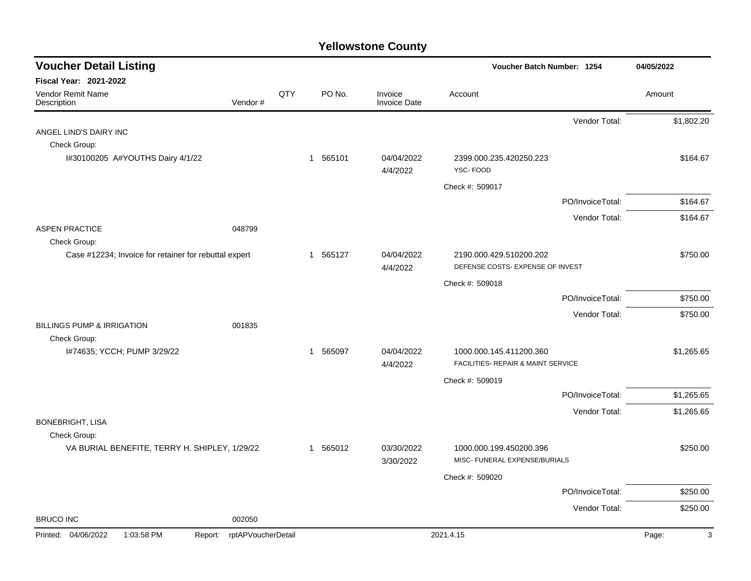# Yellowstone County

## Voucher Detail Listing

**Voucher Batch Number: 1254** — 04/05/2022

**Fiscal Year: 2021-2022**

| Vendor Remit Name / Description | Vendor # | QTY | PO No. | Invoice / Invoice Date | Account | Amount |
|---|---|---|---|---|---|---|
| | | | | | Vendor Total: | $1,802.20 |
| ANGEL LIND'S DAIRY INC | | | | | | |
| Check Group: | | | | | | |
| I#30100205 A#YOUTHS Dairy 4/1/22 | | 1 | 565101 | 04/04/2022 / 4/4/2022 | 2399.000.235.420250.223 YSC- FOOD | $164.67 |
| | | | | | Check #: 509017 | |
| | | | | | PO/InvoiceTotal: | $164.67 |
| | | | | | Vendor Total: | $164.67 |
| ASPEN PRACTICE | 048799 | | | | | |
| Check Group: | | | | | | |
| Case #12234; Invoice for retainer for rebuttal expert | | 1 | 565127 | 04/04/2022 / 4/4/2022 | 2190.000.429.510200.202 DEFENSE COSTS- EXPENSE OF INVEST | $750.00 |
| | | | | | Check #: 509018 | |
| | | | | | PO/InvoiceTotal: | $750.00 |
| | | | | | Vendor Total: | $750.00 |
| BILLINGS PUMP & IRRIGATION | 001835 | | | | | |
| Check Group: | | | | | | |
| I#74635; YCCH; PUMP 3/29/22 | | 1 | 565097 | 04/04/2022 / 4/4/2022 | 1000.000.145.411200.360 FACILITIES- REPAIR & MAINT SERVICE | $1,265.65 |
| | | | | | Check #: 509019 | |
| | | | | | PO/InvoiceTotal: | $1,265.65 |
| | | | | | Vendor Total: | $1,265.65 |
| BONEBRIGHT, LISA | | | | | | |
| Check Group: | | | | | | |
| VA BURIAL BENEFITE, TERRY H. SHIPLEY, 1/29/22 | | 1 | 565012 | 03/30/2022 / 3/30/2022 | 1000.000.199.450200.396 MISC- FUNERAL EXPENSE/BURIALS | $250.00 |
| | | | | | Check #: 509020 | |
| | | | | | PO/InvoiceTotal: | $250.00 |
| | | | | | Vendor Total: | $250.00 |
| BRUCO INC | 002050 | | | | | |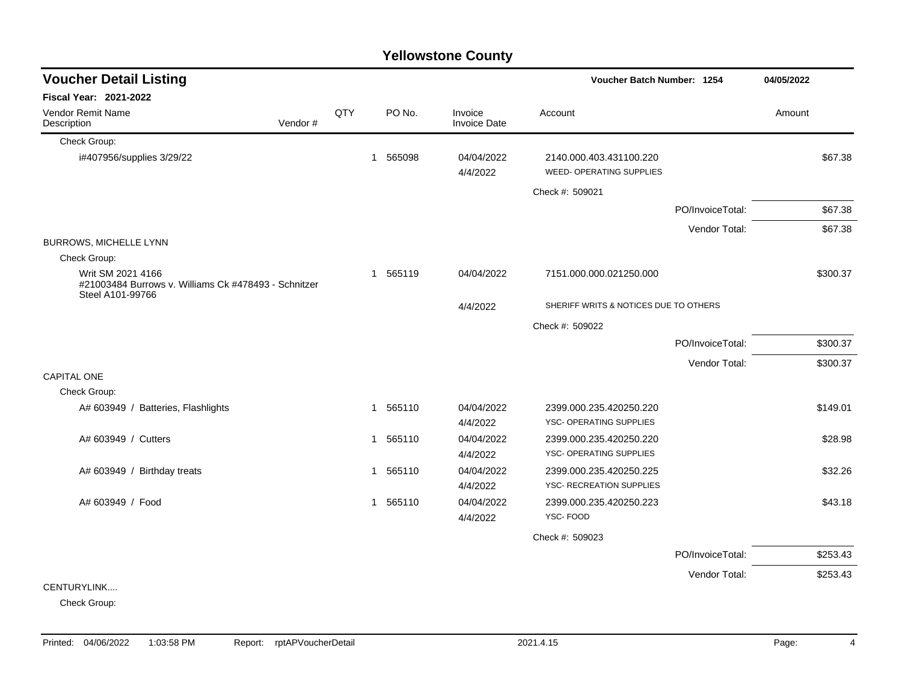## Yellowstone County

### Voucher Detail Listing

**Voucher Batch Number: 1254** — **04/05/2022**

**Fiscal Year: 2021-2022**

| Vendor Remit Name / Description | Vendor # | QTY | PO No. | Invoice / Invoice Date | Account | Amount |
|---|---|---|---|---|---|---|
| Check Group: | | | | | | |
| i#407956/supplies 3/29/22 | | 1 | 565098 | 04/04/2022<br>4/4/2022 | 2140.000.403.431100.220<br>WEED- OPERATING SUPPLIES | $67.38 |
| | | | | | Check #: 509021 | |
| | | | | | PO/InvoiceTotal: | $67.38 |
| | | | | | Vendor Total: | $67.38 |
| BURROWS, MICHELLE LYNN | | | | | | |
| Check Group: | | | | | | |
| Writ SM 2021 4166<br>#21003484 Burrows v. Williams Ck #478493 - Schnitzer Steel A101-99766 | | 1 | 565119 | 04/04/2022<br>4/4/2022 | 7151.000.000.021250.000<br>SHERIFF WRITS & NOTICES DUE TO OTHERS | $300.37 |
| | | | | | Check #: 509022 | |
| | | | | | PO/InvoiceTotal: | $300.37 |
| | | | | | Vendor Total: | $300.37 |
| CAPITAL ONE | | | | | | |
| Check Group: | | | | | | |
| A# 603949 / Batteries, Flashlights | | 1 | 565110 | 04/04/2022<br>4/4/2022 | 2399.000.235.420250.220<br>YSC- OPERATING SUPPLIES | $149.01 |
| A# 603949 / Cutters | | 1 | 565110 | 04/04/2022<br>4/4/2022 | 2399.000.235.420250.220<br>YSC- OPERATING SUPPLIES | $28.98 |
| A# 603949 / Birthday treats | | 1 | 565110 | 04/04/2022<br>4/4/2022 | 2399.000.235.420250.225<br>YSC- RECREATION SUPPLIES | $32.26 |
| A# 603949 / Food | | 1 | 565110 | 04/04/2022<br>4/4/2022 | 2399.000.235.420250.223<br>YSC- FOOD | $43.18 |
| | | | | | Check #: 509023 | |
| | | | | | PO/InvoiceTotal: | $253.43 |
| | | | | | Vendor Total: | $253.43 |
| CENTURYLINK.... | | | | | | |
| Check Group: | | | | | | |

Printed: 04/06/2022 1:03:58 PM Report: rptAPVoucherDetail 2021.4.15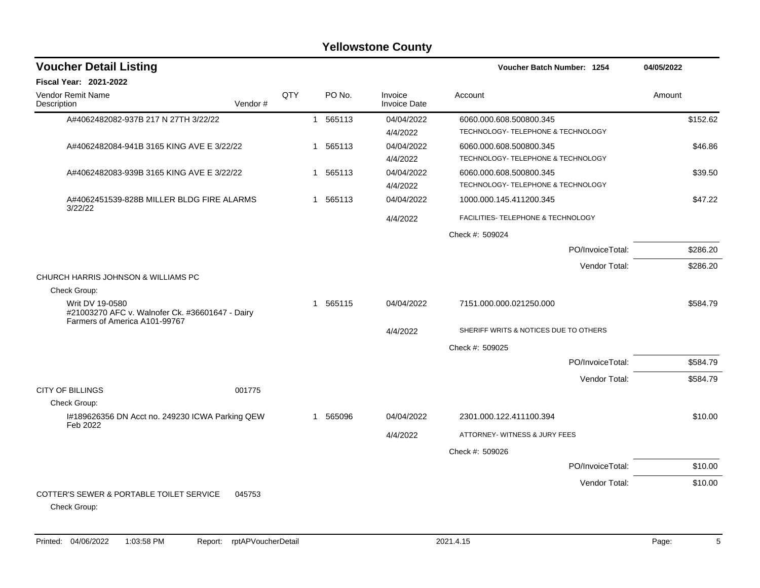# Yellowstone County

## Voucher Detail Listing

**Voucher Batch Number: 1254** 04/05/2022

**Fiscal Year: 2021-2022**

| Vendor Remit Name / Description | Vendor # | QTY | PO No. | Invoice / Invoice Date | Account | Amount |
|---|---|---|---|---|---|---|
| A#4062482082-937B 217 N 27TH 3/22/22 | | 1 | 565113 | 04/04/2022 / 4/4/2022 | 6060.000.608.500800.345 TECHNOLOGY- TELEPHONE & TECHNOLOGY | $152.62 |
| A#4062482084-941B 3165 KING AVE E 3/22/22 | | 1 | 565113 | 04/04/2022 / 4/4/2022 | 6060.000.608.500800.345 TECHNOLOGY- TELEPHONE & TECHNOLOGY | $46.86 |
| A#4062482083-939B 3165 KING AVE E 3/22/22 | | 1 | 565113 | 04/04/2022 / 4/4/2022 | 6060.000.608.500800.345 TECHNOLOGY- TELEPHONE & TECHNOLOGY | $39.50 |
| A#4062451539-828B MILLER BLDG FIRE ALARMS 3/22/22 | | 1 | 565113 | 04/04/2022 / 4/4/2022 | 1000.000.145.411200.345 FACILITIES- TELEPHONE & TECHNOLOGY | $47.22 |
| | | | | | Check #: 509024 | |
| | | | | | PO/InvoiceTotal: | $286.20 |
| | | | | | Vendor Total: | $286.20 |
| CHURCH HARRIS JOHNSON & WILLIAMS PC | | | | | | |
| Check Group: | | | | | | |
| Writ DV 19-0580 #21003270 AFC v. Walnofer Ck. #36601647 - Dairy Farmers of America A101-99767 | | 1 | 565115 | 04/04/2022 / 4/4/2022 | 7151.000.000.021250.000 SHERIFF WRITS & NOTICES DUE TO OTHERS | $584.79 |
| | | | | | Check #: 509025 | |
| | | | | | PO/InvoiceTotal: | $584.79 |
| | | | | | Vendor Total: | $584.79 |
| CITY OF BILLINGS | 001775 | | | | | |
| Check Group: | | | | | | |
| I#189626356 DN Acct no. 249230 ICWA Parking QEW Feb 2022 | | 1 | 565096 | 04/04/2022 / 4/4/2022 | 2301.000.122.411100.394 ATTORNEY- WITNESS & JURY FEES | $10.00 |
| | | | | | Check #: 509026 | |
| | | | | | PO/InvoiceTotal: | $10.00 |
| | | | | | Vendor Total: | $10.00 |
| COTTER'S SEWER & PORTABLE TOILET SERVICE | 045753 | | | | | |
| Check Group: | | | | | | |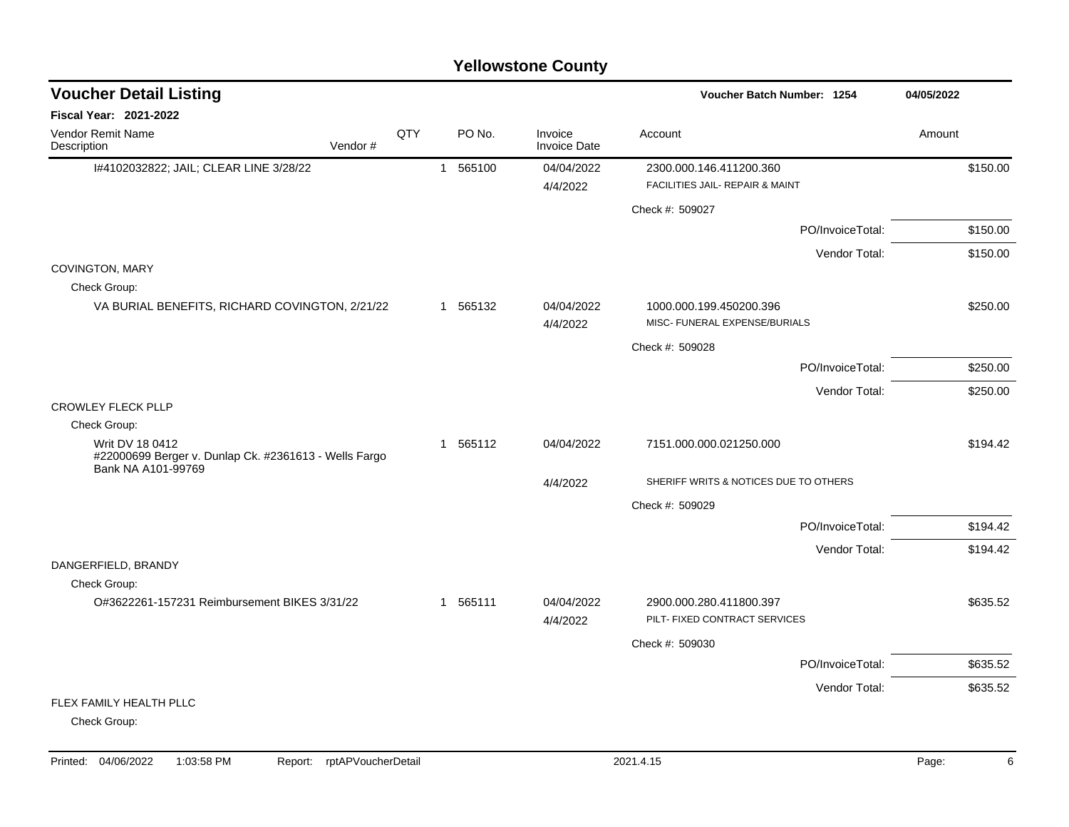# Yellowstone County

## Voucher Detail Listing

**Voucher Batch Number: 1254** — 04/05/2022

**Fiscal Year: 2021-2022**

| Vendor Remit Name / Description | Vendor # | QTY | PO No. | Invoice / Invoice Date | Account | Amount |
|---|---|---|---|---|---|---|
| I#4102032822; JAIL; CLEAR LINE 3/28/22 | | 1 | 565100 | 04/04/2022 / 4/4/2022 | 2300.000.146.411200.360 FACILITIES JAIL- REPAIR & MAINT | $150.00 |
| | | | | | Check #: 509027 | |
| | | | | | PO/InvoiceTotal: | $150.00 |
| | | | | | Vendor Total: | $150.00 |
| COVINGTON, MARY | | | | | | |
| Check Group: | | | | | | |
| VA BURIAL BENEFITS, RICHARD COVINGTON, 2/21/22 | | 1 | 565132 | 04/04/2022 / 4/4/2022 | 1000.000.199.450200.396 MISC- FUNERAL EXPENSE/BURIALS | $250.00 |
| | | | | | Check #: 509028 | |
| | | | | | PO/InvoiceTotal: | $250.00 |
| | | | | | Vendor Total: | $250.00 |
| CROWLEY FLECK PLLP | | | | | | |
| Check Group: | | | | | | |
| Writ DV 18 0412 #22000699 Berger v. Dunlap Ck. #2361613 - Wells Fargo Bank NA A101-99769 | | 1 | 565112 | 04/04/2022 / 4/4/2022 | 7151.000.000.021250.000 SHERIFF WRITS & NOTICES DUE TO OTHERS | $194.42 |
| | | | | | Check #: 509029 | |
| | | | | | PO/InvoiceTotal: | $194.42 |
| | | | | | Vendor Total: | $194.42 |
| DANGERFIELD, BRANDY | | | | | | |
| Check Group: | | | | | | |
| O#3622261-157231 Reimbursement BIKES 3/31/22 | | 1 | 565111 | 04/04/2022 / 4/4/2022 | 2900.000.280.411800.397 PILT- FIXED CONTRACT SERVICES | $635.52 |
| | | | | | Check #: 509030 | |
| | | | | | PO/InvoiceTotal: | $635.52 |
| | | | | | Vendor Total: | $635.52 |
| FLEX FAMILY HEALTH PLLC | | | | | | |
| Check Group: | | | | | | |

Printed: 04/06/2022 1:03:58 PM Report: rptAPVoucherDetail 2021.4.15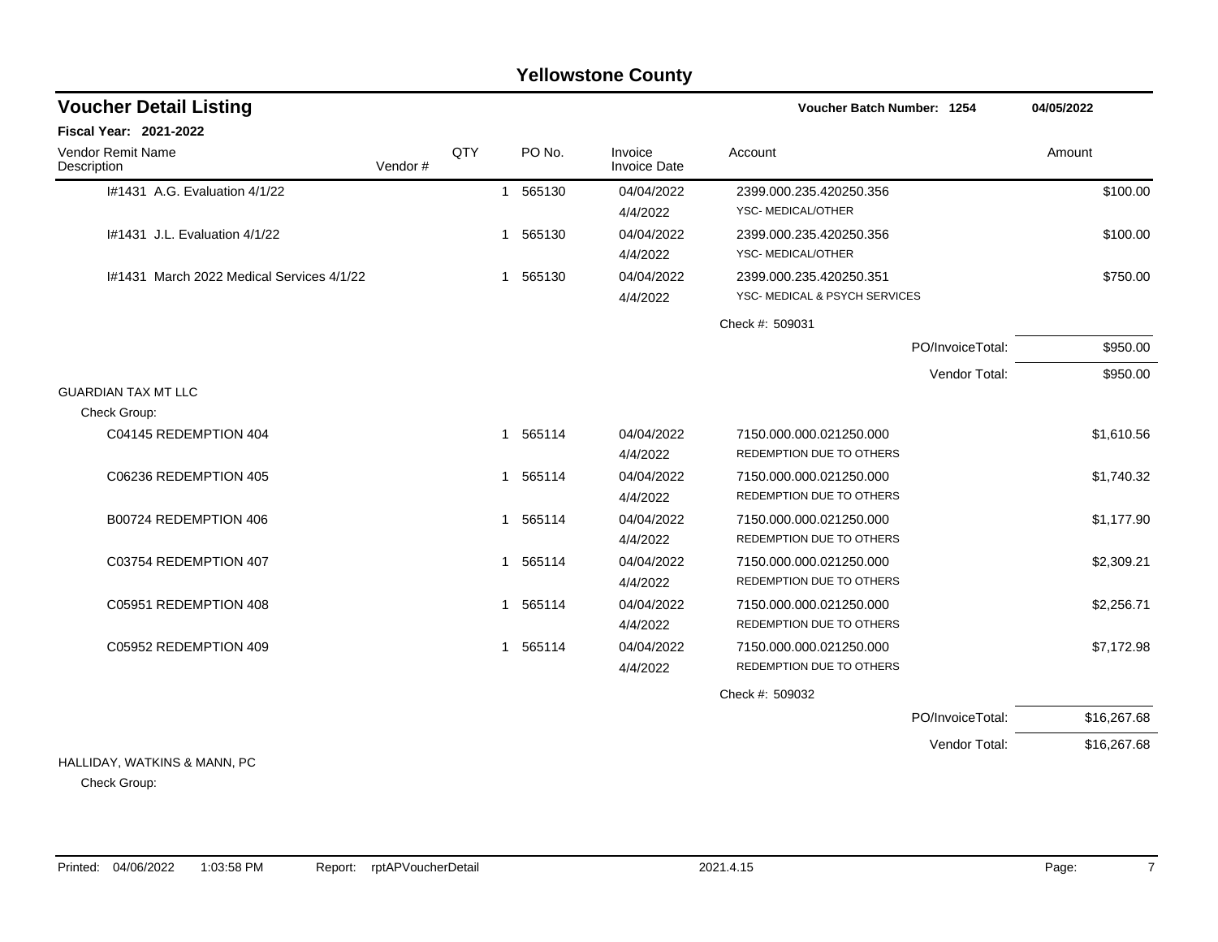# Yellowstone County

## Voucher Detail Listing

**Voucher Batch Number: 1254** | **04/05/2022**

**Fiscal Year: 2021-2022**

| Vendor Remit Name / Description | Vendor # | QTY | PO No. | Invoice / Invoice Date | Account | Amount |
|---|---|---|---|---|---|---|
| I#1431 A.G. Evaluation 4/1/22 | | 1 | 565130 | 04/04/2022<br>4/4/2022 | 2399.000.235.420250.356<br>YSC- MEDICAL/OTHER | $100.00 |
| I#1431 J.L. Evaluation 4/1/22 | | 1 | 565130 | 04/04/2022<br>4/4/2022 | 2399.000.235.420250.356<br>YSC- MEDICAL/OTHER | $100.00 |
| I#1431 March 2022 Medical Services 4/1/22 | | 1 | 565130 | 04/04/2022<br>4/4/2022 | 2399.000.235.420250.351<br>YSC- MEDICAL & PSYCH SERVICES | $750.00 |
| | | | | | Check #: 509031 | |
| | | | | | PO/InvoiceTotal: | $950.00 |
| | | | | | Vendor Total: | $950.00 |
| **GUARDIAN TAX MT LLC** | | | | | | |
| Check Group: | | | | | | |
| C04145 REDEMPTION 404 | | 1 | 565114 | 04/04/2022<br>4/4/2022 | 7150.000.000.021250.000<br>REDEMPTION DUE TO OTHERS | $1,610.56 |
| C06236 REDEMPTION 405 | | 1 | 565114 | 04/04/2022<br>4/4/2022 | 7150.000.000.021250.000<br>REDEMPTION DUE TO OTHERS | $1,740.32 |
| B00724 REDEMPTION 406 | | 1 | 565114 | 04/04/2022<br>4/4/2022 | 7150.000.000.021250.000<br>REDEMPTION DUE TO OTHERS | $1,177.90 |
| C03754 REDEMPTION 407 | | 1 | 565114 | 04/04/2022<br>4/4/2022 | 7150.000.000.021250.000<br>REDEMPTION DUE TO OTHERS | $2,309.21 |
| C05951 REDEMPTION 408 | | 1 | 565114 | 04/04/2022<br>4/4/2022 | 7150.000.000.021250.000<br>REDEMPTION DUE TO OTHERS | $2,256.71 |
| C05952 REDEMPTION 409 | | 1 | 565114 | 04/04/2022<br>4/4/2022 | 7150.000.000.021250.000<br>REDEMPTION DUE TO OTHERS | $7,172.98 |
| | | | | | Check #: 509032 | |
| | | | | | PO/InvoiceTotal: | $16,267.68 |
| | | | | | Vendor Total: | $16,267.68 |
| **HALLIDAY, WATKINS & MANN, PC** | | | | | | |
| Check Group: | | | | | | |

Printed: 04/06/2022 1:03:58 PM Report: rptAPVoucherDetail 2021.4.15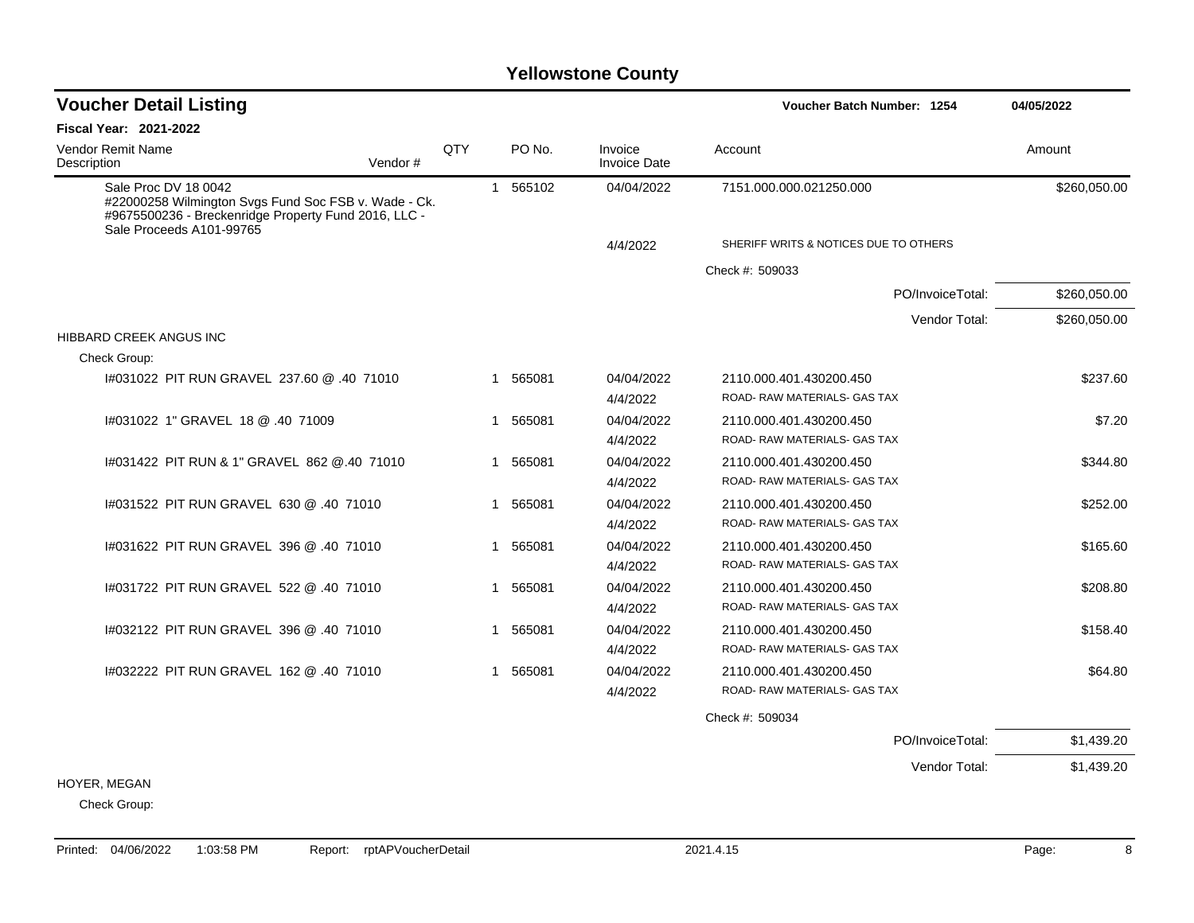# Yellowstone County

## Voucher Detail Listing

**Voucher Batch Number: 1254** **04/05/2022**

**Fiscal Year: 2021-2022**

| Vendor Remit Name / Description | Vendor # | QTY | PO No. | Invoice / Invoice Date | Account | Amount |
|---|---|---|---|---|---|---|
| Sale Proc DV 18 0042 #22000258 Wilmington Svgs Fund Soc FSB v. Wade - Ck. #9675500236 - Breckenridge Property Fund 2016, LLC - Sale Proceeds A101-99765 | | 1 | 565102 | 04/04/2022 | 7151.000.000.021250.000 | $260,050.00 |
| | | | | 4/4/2022 | SHERIFF WRITS & NOTICES DUE TO OTHERS | |
| | | | | | Check #: 509033 | |
| | | | | | PO/InvoiceTotal: | $260,050.00 |
| | | | | | Vendor Total: | $260,050.00 |
| HIBBARD CREEK ANGUS INC | | | | | | |
| Check Group: | | | | | | |
| I#031022 PIT RUN GRAVEL 237.60 @ .40 71010 | | 1 | 565081 | 04/04/2022 | 2110.000.401.430200.450 | $237.60 |
| | | | | 4/4/2022 | ROAD- RAW MATERIALS- GAS TAX | |
| I#031022 1" GRAVEL 18 @ .40 71009 | | 1 | 565081 | 04/04/2022 | 2110.000.401.430200.450 | $7.20 |
| | | | | 4/4/2022 | ROAD- RAW MATERIALS- GAS TAX | |
| I#031422 PIT RUN & 1" GRAVEL 862 @.40 71010 | | 1 | 565081 | 04/04/2022 | 2110.000.401.430200.450 | $344.80 |
| | | | | 4/4/2022 | ROAD- RAW MATERIALS- GAS TAX | |
| I#031522 PIT RUN GRAVEL 630 @ .40 71010 | | 1 | 565081 | 04/04/2022 | 2110.000.401.430200.450 | $252.00 |
| | | | | 4/4/2022 | ROAD- RAW MATERIALS- GAS TAX | |
| I#031622 PIT RUN GRAVEL 396 @ .40 71010 | | 1 | 565081 | 04/04/2022 | 2110.000.401.430200.450 | $165.60 |
| | | | | 4/4/2022 | ROAD- RAW MATERIALS- GAS TAX | |
| I#031722 PIT RUN GRAVEL 522 @ .40 71010 | | 1 | 565081 | 04/04/2022 | 2110.000.401.430200.450 | $208.80 |
| | | | | 4/4/2022 | ROAD- RAW MATERIALS- GAS TAX | |
| I#032122 PIT RUN GRAVEL 396 @ .40 71010 | | 1 | 565081 | 04/04/2022 | 2110.000.401.430200.450 | $158.40 |
| | | | | 4/4/2022 | ROAD- RAW MATERIALS- GAS TAX | |
| I#032222 PIT RUN GRAVEL 162 @ .40 71010 | | 1 | 565081 | 04/04/2022 | 2110.000.401.430200.450 | $64.80 |
| | | | | 4/4/2022 | ROAD- RAW MATERIALS- GAS TAX | |
| | | | | | Check #: 509034 | |
| | | | | | PO/InvoiceTotal: | $1,439.20 |
| | | | | | Vendor Total: | $1,439.20 |
| HOYER, MEGAN | | | | | | |
| Check Group: | | | | | | |

Printed: 04/06/2022 1:03:58 PM Report: rptAPVoucherDetail 2021.4.15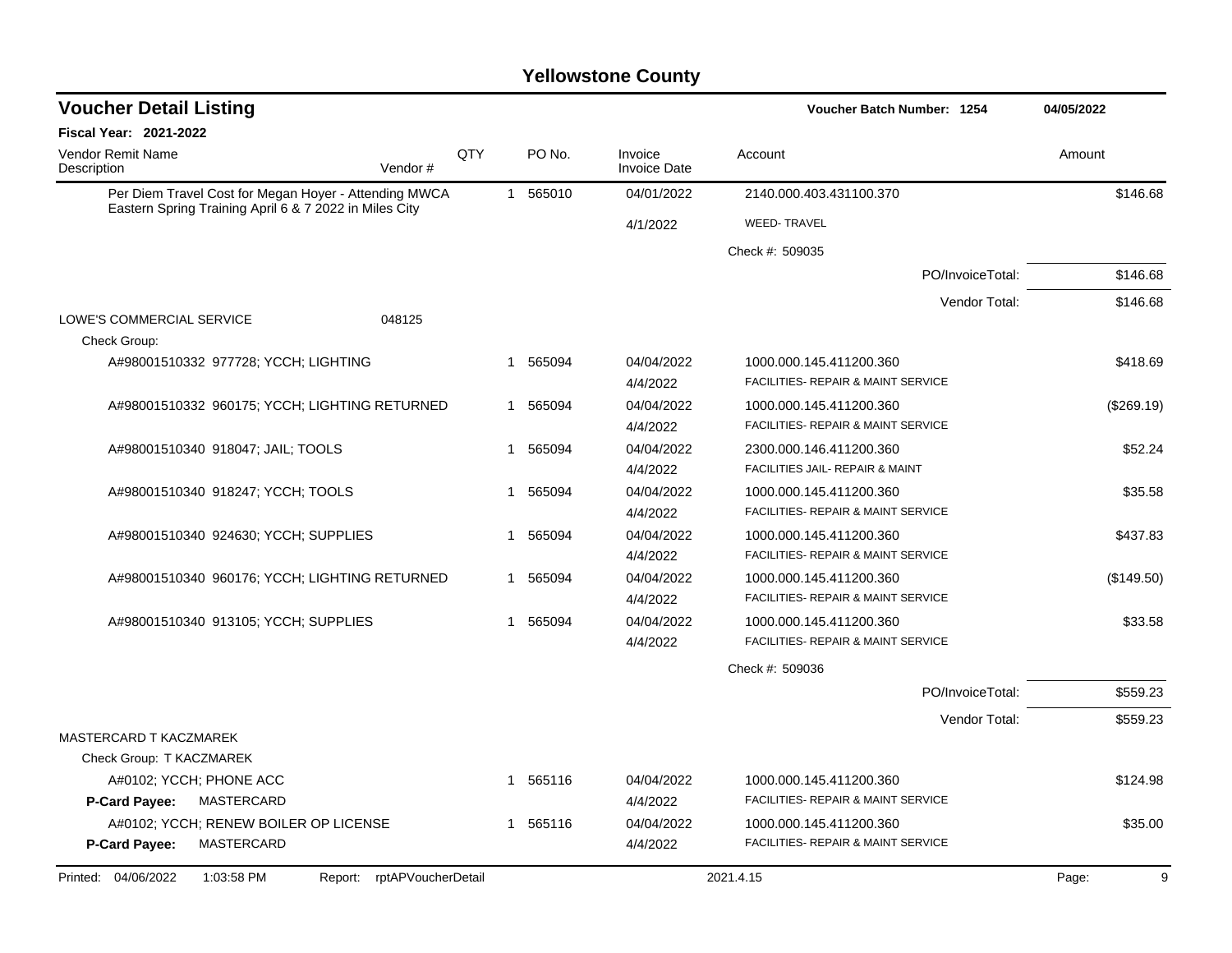# Yellowstone County

## Voucher Detail Listing

**Voucher Batch Number: 1254** — 04/05/2022

**Fiscal Year: 2021-2022**

| Vendor Remit Name / Description | Vendor # | QTY | PO No. | Invoice / Invoice Date | Account | Amount |
|---|---|---|---|---|---|---|
| Per Diem Travel Cost for Megan Hoyer - Attending MWCA Eastern Spring Training April 6 & 7 2022 in Miles City | | 1 | 565010 | 04/01/2022 / 4/1/2022 | 2140.000.403.431100.370 / WEED- TRAVEL | $146.68 |
| | | | | | Check #: 509035 | |
| | | | | | PO/InvoiceTotal: | $146.68 |
| | | | | | Vendor Total: | $146.68 |
| LOWE'S COMMERCIAL SERVICE | 048125 | | | | | |
| Check Group: | | | | | | |
| A#98001510332 977728; YCCH; LIGHTING | | 1 | 565094 | 04/04/2022 / 4/4/2022 | 1000.000.145.411200.360 / FACILITIES- REPAIR & MAINT SERVICE | $418.69 |
| A#98001510332 960175; YCCH; LIGHTING RETURNED | | 1 | 565094 | 04/04/2022 / 4/4/2022 | 1000.000.145.411200.360 / FACILITIES- REPAIR & MAINT SERVICE | ($269.19) |
| A#98001510340 918047; JAIL; TOOLS | | 1 | 565094 | 04/04/2022 / 4/4/2022 | 2300.000.146.411200.360 / FACILITIES JAIL- REPAIR & MAINT | $52.24 |
| A#98001510340 918247; YCCH; TOOLS | | 1 | 565094 | 04/04/2022 / 4/4/2022 | 1000.000.145.411200.360 / FACILITIES- REPAIR & MAINT SERVICE | $35.58 |
| A#98001510340 924630; YCCH; SUPPLIES | | 1 | 565094 | 04/04/2022 / 4/4/2022 | 1000.000.145.411200.360 / FACILITIES- REPAIR & MAINT SERVICE | $437.83 |
| A#98001510340 960176; YCCH; LIGHTING RETURNED | | 1 | 565094 | 04/04/2022 / 4/4/2022 | 1000.000.145.411200.360 / FACILITIES- REPAIR & MAINT SERVICE | ($149.50) |
| A#98001510340 913105; YCCH; SUPPLIES | | 1 | 565094 | 04/04/2022 / 4/4/2022 | 1000.000.145.411200.360 / FACILITIES- REPAIR & MAINT SERVICE | $33.58 |
| | | | | | Check #: 509036 | |
| | | | | | PO/InvoiceTotal: | $559.23 |
| | | | | | Vendor Total: | $559.23 |
| MASTERCARD T KACZMAREK | | | | | | |
| Check Group: T KACZMAREK | | | | | | |
| A#0102; YCCH; PHONE ACC **P-Card Payee:** MASTERCARD | | 1 | 565116 | 04/04/2022 / 4/4/2022 | 1000.000.145.411200.360 / FACILITIES- REPAIR & MAINT SERVICE | $124.98 |
| A#0102; YCCH; RENEW BOILER OP LICENSE **P-Card Payee:** MASTERCARD | | 1 | 565116 | 04/04/2022 / 4/4/2022 | 1000.000.145.411200.360 / FACILITIES- REPAIR & MAINT SERVICE | $35.00 |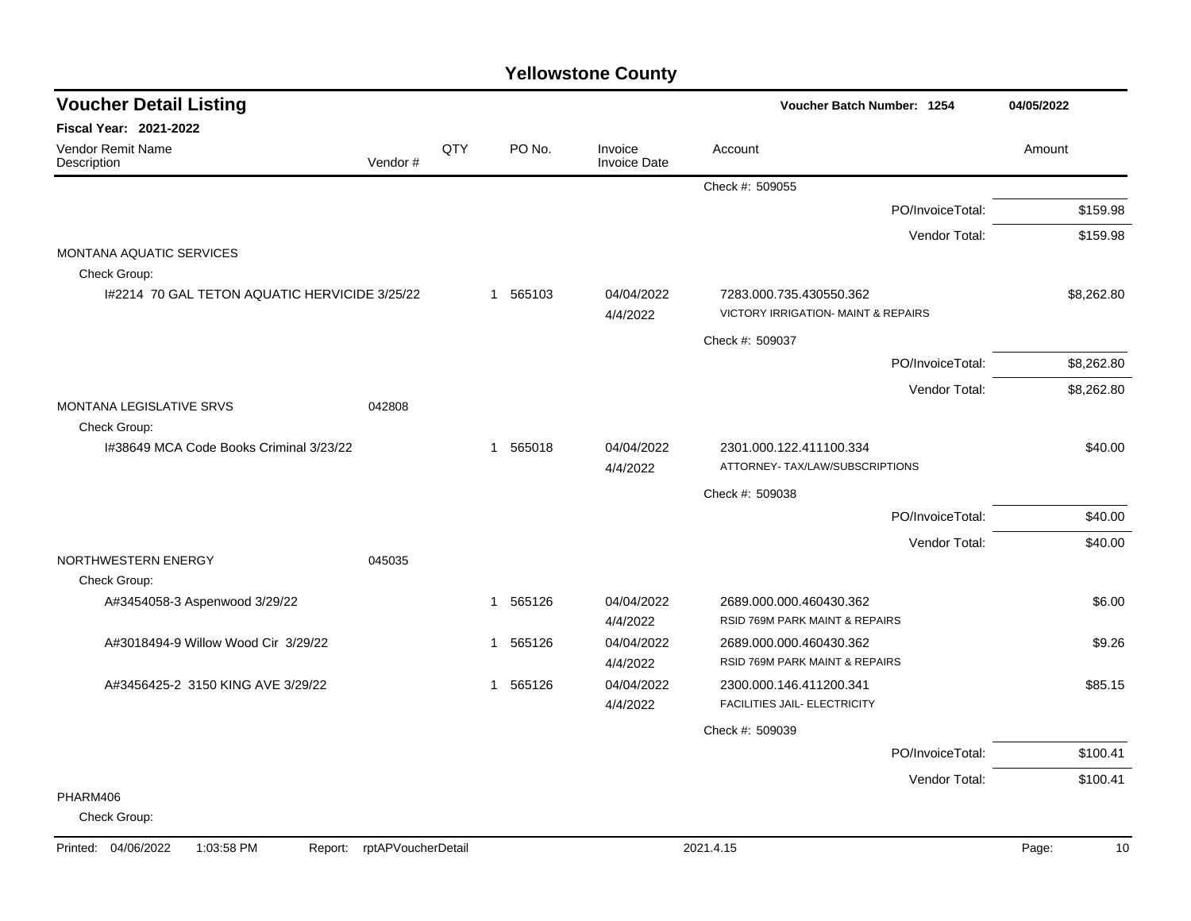# Yellowstone County

## Voucher Detail Listing

**Voucher Batch Number: 1254** — 04/05/2022

**Fiscal Year: 2021-2022**

| Vendor Remit Name / Description | Vendor # | QTY | PO No. | Invoice / Invoice Date | Account | Amount |
|---|---|---|---|---|---|---|
| | | | | | Check #: 509055 | |
| | | | | | PO/InvoiceTotal: | $159.98 |
| | | | | | Vendor Total: | $159.98 |
| MONTANA AQUATIC SERVICES | | | | | | |
| Check Group: | | | | | | |
| I#2214 70 GAL TETON AQUATIC HERVICIDE 3/25/22 | | 1 | 565103 | 04/04/2022 4/4/2022 | 7283.000.735.430550.362 VICTORY IRRIGATION- MAINT & REPAIRS | $8,262.80 |
| | | | | | Check #: 509037 | |
| | | | | | PO/InvoiceTotal: | $8,262.80 |
| | | | | | Vendor Total: | $8,262.80 |
| MONTANA LEGISLATIVE SRVS | 042808 | | | | | |
| Check Group: | | | | | | |
| I#38649 MCA Code Books Criminal 3/23/22 | | 1 | 565018 | 04/04/2022 4/4/2022 | 2301.000.122.411100.334 ATTORNEY- TAX/LAW/SUBSCRIPTIONS | $40.00 |
| | | | | | Check #: 509038 | |
| | | | | | PO/InvoiceTotal: | $40.00 |
| | | | | | Vendor Total: | $40.00 |
| NORTHWESTERN ENERGY | 045035 | | | | | |
| Check Group: | | | | | | |
| A#3454058-3 Aspenwood 3/29/22 | | 1 | 565126 | 04/04/2022 4/4/2022 | 2689.000.000.460430.362 RSID 769M PARK MAINT & REPAIRS | $6.00 |
| A#3018494-9 Willow Wood Cir 3/29/22 | | 1 | 565126 | 04/04/2022 4/4/2022 | 2689.000.000.460430.362 RSID 769M PARK MAINT & REPAIRS | $9.26 |
| A#3456425-2 3150 KING AVE 3/29/22 | | 1 | 565126 | 04/04/2022 4/4/2022 | 2300.000.146.411200.341 FACILITIES JAIL- ELECTRICITY | $85.15 |
| | | | | | Check #: 509039 | |
| | | | | | PO/InvoiceTotal: | $100.41 |
| | | | | | Vendor Total: | $100.41 |
| PHARM406 | | | | | | |
| Check Group: | | | | | | |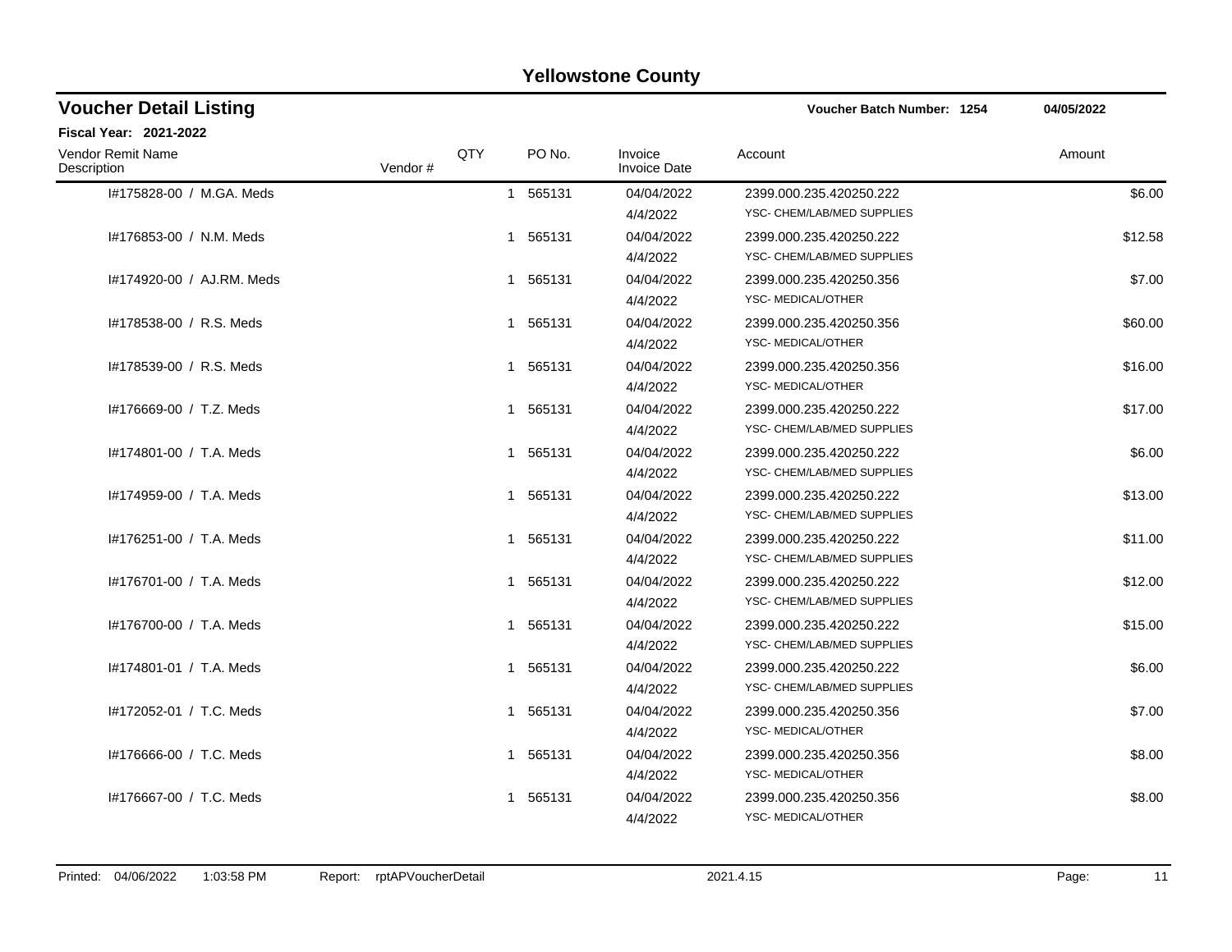## Yellowstone County

### Voucher Detail Listing

**Voucher Batch Number: 1254** **04/05/2022**

**Fiscal Year: 2021-2022**

| Vendor Remit Name / Description | Vendor # | QTY | PO No. | Invoice / Invoice Date | Account | Amount |
|---|---|---|---|---|---|---|
| I#175828-00 / M.GA. Meds | | 1 | 565131 | 04/04/2022<br>4/4/2022 | 2399.000.235.420250.222<br>YSC- CHEM/LAB/MED SUPPLIES | $6.00 |
| I#176853-00 / N.M. Meds | | 1 | 565131 | 04/04/2022<br>4/4/2022 | 2399.000.235.420250.222<br>YSC- CHEM/LAB/MED SUPPLIES | $12.58 |
| I#174920-00 / AJ.RM. Meds | | 1 | 565131 | 04/04/2022<br>4/4/2022 | 2399.000.235.420250.356<br>YSC- MEDICAL/OTHER | $7.00 |
| I#178538-00 / R.S. Meds | | 1 | 565131 | 04/04/2022<br>4/4/2022 | 2399.000.235.420250.356<br>YSC- MEDICAL/OTHER | $60.00 |
| I#178539-00 / R.S. Meds | | 1 | 565131 | 04/04/2022<br>4/4/2022 | 2399.000.235.420250.356<br>YSC- MEDICAL/OTHER | $16.00 |
| I#176669-00 / T.Z. Meds | | 1 | 565131 | 04/04/2022<br>4/4/2022 | 2399.000.235.420250.222<br>YSC- CHEM/LAB/MED SUPPLIES | $17.00 |
| I#174801-00 / T.A. Meds | | 1 | 565131 | 04/04/2022<br>4/4/2022 | 2399.000.235.420250.222<br>YSC- CHEM/LAB/MED SUPPLIES | $6.00 |
| I#174959-00 / T.A. Meds | | 1 | 565131 | 04/04/2022<br>4/4/2022 | 2399.000.235.420250.222<br>YSC- CHEM/LAB/MED SUPPLIES | $13.00 |
| I#176251-00 / T.A. Meds | | 1 | 565131 | 04/04/2022<br>4/4/2022 | 2399.000.235.420250.222<br>YSC- CHEM/LAB/MED SUPPLIES | $11.00 |
| I#176701-00 / T.A. Meds | | 1 | 565131 | 04/04/2022<br>4/4/2022 | 2399.000.235.420250.222<br>YSC- CHEM/LAB/MED SUPPLIES | $12.00 |
| I#176700-00 / T.A. Meds | | 1 | 565131 | 04/04/2022<br>4/4/2022 | 2399.000.235.420250.222<br>YSC- CHEM/LAB/MED SUPPLIES | $15.00 |
| I#174801-01 / T.A. Meds | | 1 | 565131 | 04/04/2022<br>4/4/2022 | 2399.000.235.420250.222<br>YSC- CHEM/LAB/MED SUPPLIES | $6.00 |
| I#172052-01 / T.C. Meds | | 1 | 565131 | 04/04/2022<br>4/4/2022 | 2399.000.235.420250.356<br>YSC- MEDICAL/OTHER | $7.00 |
| I#176666-00 / T.C. Meds | | 1 | 565131 | 04/04/2022<br>4/4/2022 | 2399.000.235.420250.356<br>YSC- MEDICAL/OTHER | $8.00 |
| I#176667-00 / T.C. Meds | | 1 | 565131 | 04/04/2022<br>4/4/2022 | 2399.000.235.420250.356<br>YSC- MEDICAL/OTHER | $8.00 |

Printed: 04/06/2022 1:03:58 PM Report: rptAPVoucherDetail 2021.4.15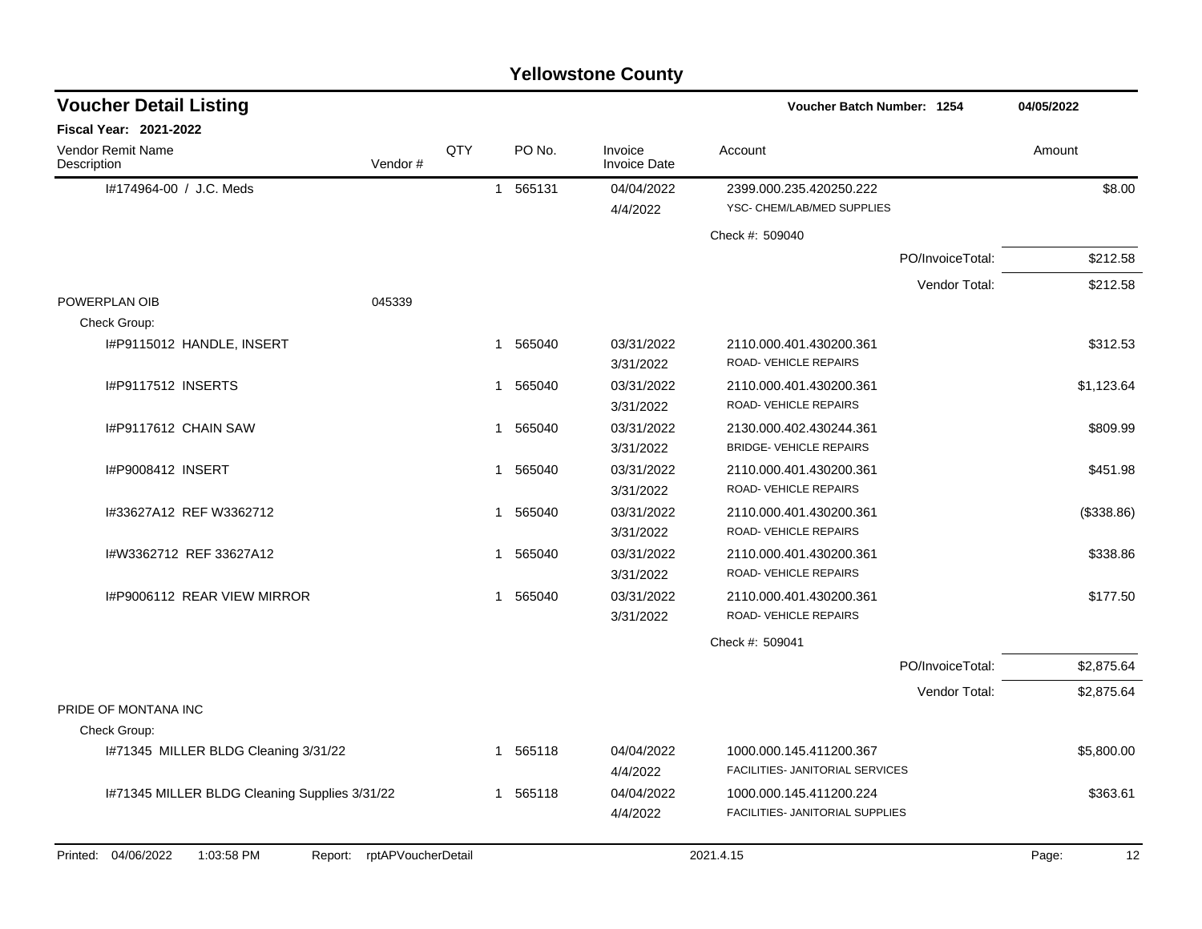# Yellowstone County

## Voucher Detail Listing

**Voucher Batch Number: 1254** 04/05/2022

**Fiscal Year: 2021-2022**

| Vendor Remit Name / Description | Vendor # | QTY | PO No. | Invoice / Invoice Date | Account | Amount |
|---|---|---|---|---|---|---|
| I#174964-00 / J.C. Meds | | 1 | 565131 | 04/04/2022<br>4/4/2022 | 2399.000.235.420250.222<br>YSC- CHEM/LAB/MED SUPPLIES | $8.00 |
| | | | | | Check #: 509040 | |
| | | | | | PO/InvoiceTotal: | $212.58 |
| | | | | | Vendor Total: | $212.58 |
| POWERPLAN OIB | 045339 | | | | | |
| Check Group: | | | | | | |
| I#P9115012 HANDLE, INSERT | | 1 | 565040 | 03/31/2022<br>3/31/2022 | 2110.000.401.430200.361<br>ROAD- VEHICLE REPAIRS | $312.53 |
| I#P9117512 INSERTS | | 1 | 565040 | 03/31/2022<br>3/31/2022 | 2110.000.401.430200.361<br>ROAD- VEHICLE REPAIRS | $1,123.64 |
| I#P9117612 CHAIN SAW | | 1 | 565040 | 03/31/2022<br>3/31/2022 | 2130.000.402.430244.361<br>BRIDGE- VEHICLE REPAIRS | $809.99 |
| I#P9008412 INSERT | | 1 | 565040 | 03/31/2022<br>3/31/2022 | 2110.000.401.430200.361<br>ROAD- VEHICLE REPAIRS | $451.98 |
| I#33627A12 REF W3362712 | | 1 | 565040 | 03/31/2022<br>3/31/2022 | 2110.000.401.430200.361<br>ROAD- VEHICLE REPAIRS | ($338.86) |
| I#W3362712 REF 33627A12 | | 1 | 565040 | 03/31/2022<br>3/31/2022 | 2110.000.401.430200.361<br>ROAD- VEHICLE REPAIRS | $338.86 |
| I#P9006112 REAR VIEW MIRROR | | 1 | 565040 | 03/31/2022<br>3/31/2022 | 2110.000.401.430200.361<br>ROAD- VEHICLE REPAIRS | $177.50 |
| | | | | | Check #: 509041 | |
| | | | | | PO/InvoiceTotal: | $2,875.64 |
| | | | | | Vendor Total: | $2,875.64 |
| PRIDE OF MONTANA INC | | | | | | |
| Check Group: | | | | | | |
| I#71345 MILLER BLDG Cleaning 3/31/22 | | 1 | 565118 | 04/04/2022<br>4/4/2022 | 1000.000.145.411200.367<br>FACILITIES- JANITORIAL SERVICES | $5,800.00 |
| I#71345 MILLER BLDG Cleaning Supplies 3/31/22 | | 1 | 565118 | 04/04/2022<br>4/4/2022 | 1000.000.145.411200.224<br>FACILITIES- JANITORIAL SUPPLIES | $363.61 |

Printed: 04/06/2022 1:03:58 PM Report: rptAPVoucherDetail 2021.4.15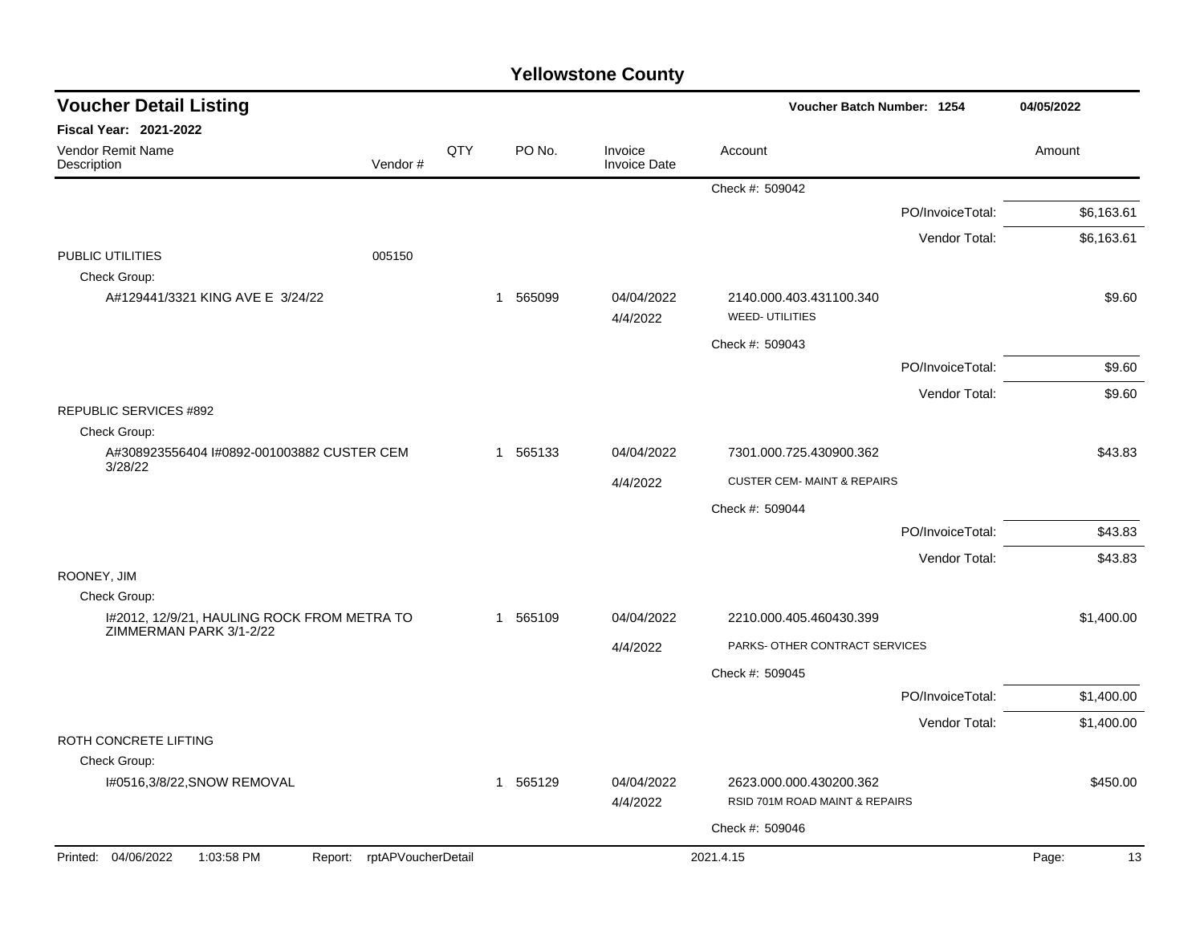# Yellowstone County

## Voucher Detail Listing

**Voucher Batch Number: 1254** — 04/05/2022

**Fiscal Year: 2021-2022**

| Vendor Remit Name / Description | Vendor # | QTY | PO No. | Invoice / Invoice Date | Account | Amount |
|---|---|---|---|---|---|---|
| | | | | | Check #: 509042 | |
| | | | | | PO/InvoiceTotal: | $6,163.61 |
| | | | | | Vendor Total: | $6,163.61 |
| PUBLIC UTILITIES | 005150 | | | | | |
| Check Group: | | | | | | |
| A#129441/3321 KING AVE E 3/24/22 | | 1 | 565099 | 04/04/2022 4/4/2022 | 2140.000.403.431100.340 WEED- UTILITIES | $9.60 |
| | | | | | Check #: 509043 | |
| | | | | | PO/InvoiceTotal: | $9.60 |
| | | | | | Vendor Total: | $9.60 |
| REPUBLIC SERVICES #892 | | | | | | |
| Check Group: | | | | | | |
| A#308923556404 I#0892-001003882 CUSTER CEM 3/28/22 | | 1 | 565133 | 04/04/2022 4/4/2022 | 7301.000.725.430900.362 CUSTER CEM- MAINT & REPAIRS | $43.83 |
| | | | | | Check #: 509044 | |
| | | | | | PO/InvoiceTotal: | $43.83 |
| | | | | | Vendor Total: | $43.83 |
| ROONEY, JIM | | | | | | |
| Check Group: | | | | | | |
| I#2012, 12/9/21, HAULING ROCK FROM METRA TO ZIMMERMAN PARK 3/1-2/22 | | 1 | 565109 | 04/04/2022 4/4/2022 | 2210.000.405.460430.399 PARKS- OTHER CONTRACT SERVICES | $1,400.00 |
| | | | | | Check #: 509045 | |
| | | | | | PO/InvoiceTotal: | $1,400.00 |
| | | | | | Vendor Total: | $1,400.00 |
| ROTH CONCRETE LIFTING | | | | | | |
| Check Group: | | | | | | |
| I#0516,3/8/22,SNOW REMOVAL | | 1 | 565129 | 04/04/2022 4/4/2022 | 2623.000.000.430200.362 RSID 701M ROAD MAINT & REPAIRS | $450.00 |
| | | | | | Check #: 509046 | |

Printed: 04/06/2022 1:03:58 PM Report: rptAPVoucherDetail 2021.4.15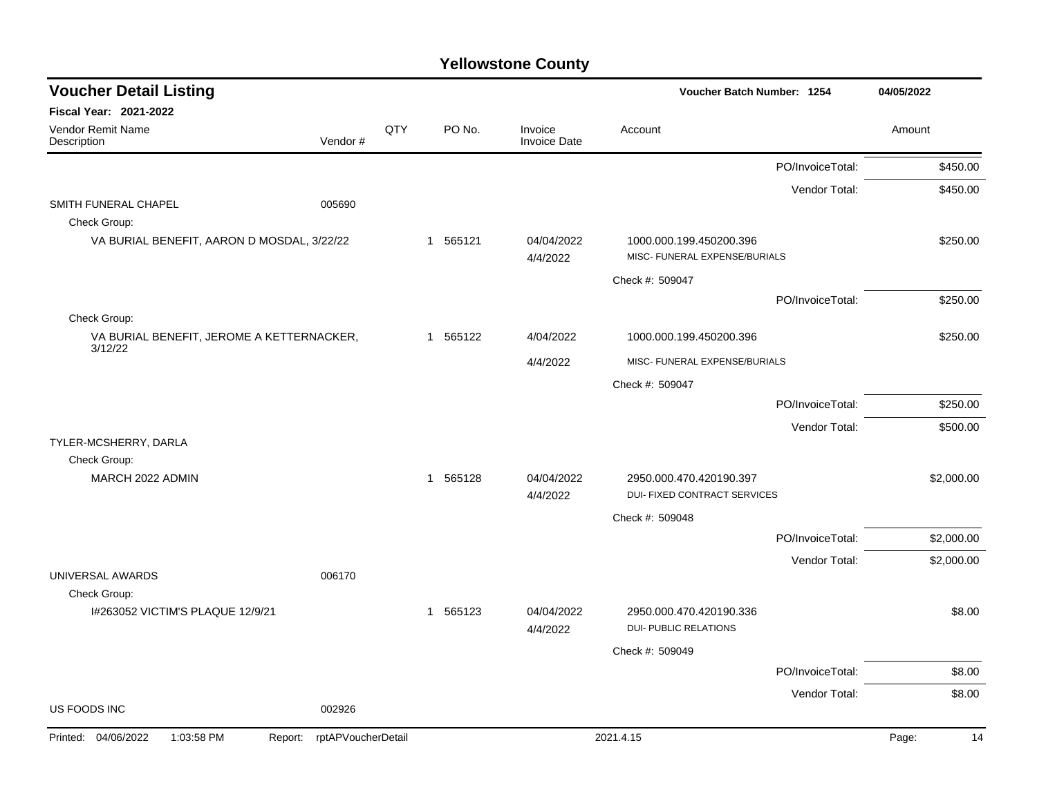# Yellowstone County

## Voucher Detail Listing

**Voucher Batch Number: 1254** 04/05/2022

**Fiscal Year: 2021-2022**

| Vendor Remit Name / Description | Vendor # | QTY | PO No. | Invoice / Invoice Date | Account | Amount |
|---|---|---|---|---|---|---|
| | | | | | PO/InvoiceTotal: | $450.00 |
| | | | | | Vendor Total: | $450.00 |
| SMITH FUNERAL CHAPEL | 005690 | | | | | |
| Check Group: | | | | | | |
| VA BURIAL BENEFIT, AARON D MOSDAL, 3/22/22 | | 1 | 565121 | 04/04/2022<br>4/4/2022 | 1000.000.199.450200.396<br>MISC- FUNERAL EXPENSE/BURIALS | $250.00 |
| | | | | | Check #: 509047 | |
| | | | | | PO/InvoiceTotal: | $250.00 |
| Check Group: | | | | | | |
| VA BURIAL BENEFIT, JEROME A KETTERNACKER, 3/12/22 | | 1 | 565122 | 4/04/2022<br>4/4/2022 | 1000.000.199.450200.396<br>MISC- FUNERAL EXPENSE/BURIALS | $250.00 |
| | | | | | Check #: 509047 | |
| | | | | | PO/InvoiceTotal: | $250.00 |
| | | | | | Vendor Total: | $500.00 |
| TYLER-MCSHERRY, DARLA | | | | | | |
| Check Group: | | | | | | |
| MARCH 2022 ADMIN | | 1 | 565128 | 04/04/2022<br>4/4/2022 | 2950.000.470.420190.397<br>DUI- FIXED CONTRACT SERVICES | $2,000.00 |
| | | | | | Check #: 509048 | |
| | | | | | PO/InvoiceTotal: | $2,000.00 |
| | | | | | Vendor Total: | $2,000.00 |
| UNIVERSAL AWARDS | 006170 | | | | | |
| Check Group: | | | | | | |
| I#263052 VICTIM'S PLAQUE 12/9/21 | | 1 | 565123 | 04/04/2022<br>4/4/2022 | 2950.000.470.420190.336<br>DUI- PUBLIC RELATIONS | $8.00 |
| | | | | | Check #: 509049 | |
| | | | | | PO/InvoiceTotal: | $8.00 |
| | | | | | Vendor Total: | $8.00 |
| US FOODS INC | 002926 | | | | | |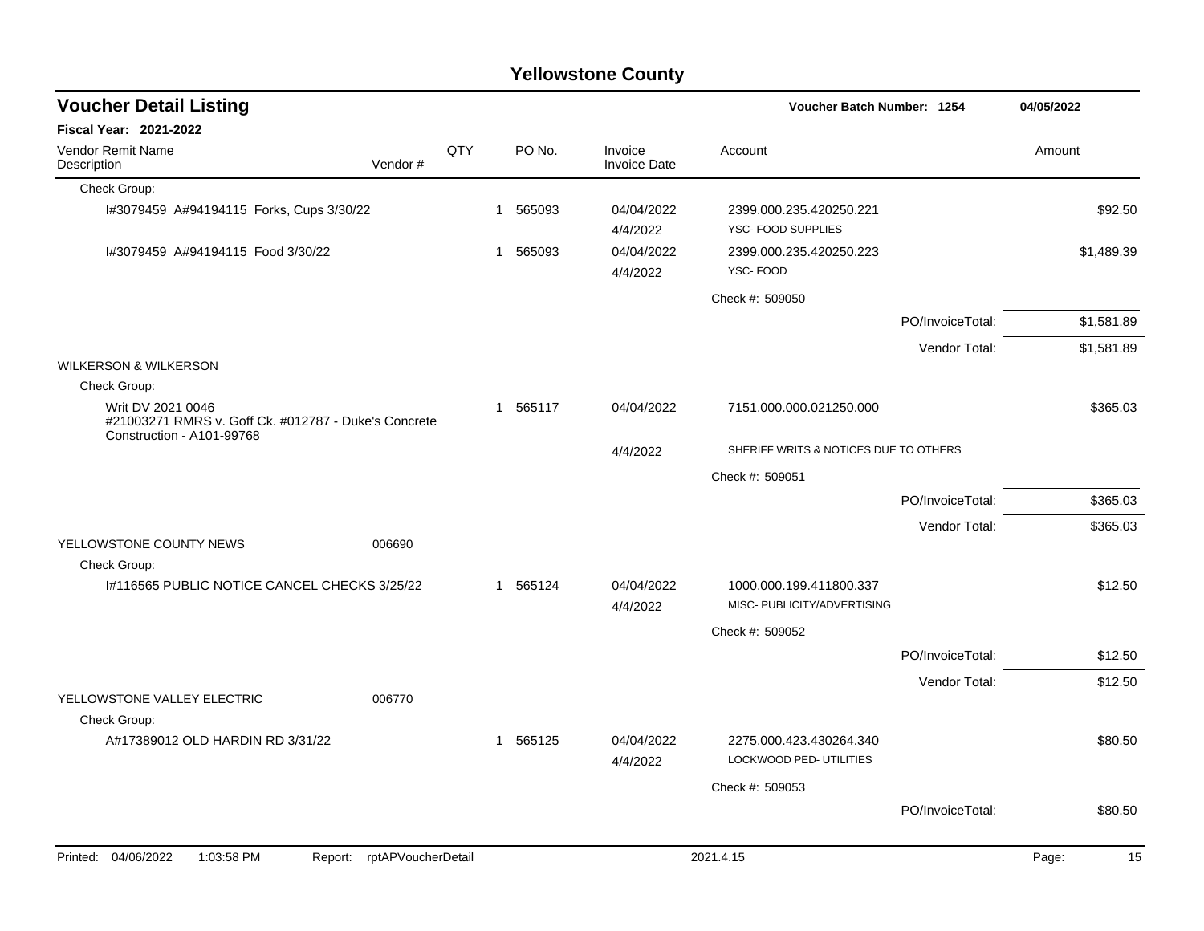# Yellowstone County

## Voucher Detail Listing

**Voucher Batch Number: 1254** — 04/05/2022

**Fiscal Year: 2021-2022**

| Vendor Remit Name / Description | Vendor # | QTY | PO No. | Invoice / Invoice Date | Account | Amount |
|---|---|---|---|---|---|---|
| Check Group: | | | | | | |
| I#3079459 A#94194115 Forks, Cups 3/30/22 | | 1 | 565093 | 04/04/2022 4/4/2022 | 2399.000.235.420250.221 YSC- FOOD SUPPLIES | $92.50 |
| I#3079459 A#94194115 Food 3/30/22 | | 1 | 565093 | 04/04/2022 4/4/2022 | 2399.000.235.420250.223 YSC- FOOD | $1,489.39 |
| | | | | | Check #: 509050 | |
| | | | | | PO/InvoiceTotal: | $1,581.89 |
| | | | | | Vendor Total: | $1,581.89 |
| WILKERSON & WILKERSON | | | | | | |
| Check Group: | | | | | | |
| Writ DV 2021 0046 #21003271 RMRS v. Goff Ck. #012787 - Duke's Concrete Construction - A101-99768 | | 1 | 565117 | 04/04/2022 4/4/2022 | 7151.000.000.021250.000 SHERIFF WRITS & NOTICES DUE TO OTHERS | $365.03 |
| | | | | | Check #: 509051 | |
| | | | | | PO/InvoiceTotal: | $365.03 |
| | | | | | Vendor Total: | $365.03 |
| YELLOWSTONE COUNTY NEWS | 006690 | | | | | |
| Check Group: | | | | | | |
| I#116565 PUBLIC NOTICE CANCEL CHECKS 3/25/22 | | 1 | 565124 | 04/04/2022 4/4/2022 | 1000.000.199.411800.337 MISC- PUBLICITY/ADVERTISING | $12.50 |
| | | | | | Check #: 509052 | |
| | | | | | PO/InvoiceTotal: | $12.50 |
| | | | | | Vendor Total: | $12.50 |
| YELLOWSTONE VALLEY ELECTRIC | 006770 | | | | | |
| Check Group: | | | | | | |
| A#17389012 OLD HARDIN RD 3/31/22 | | 1 | 565125 | 04/04/2022 4/4/2022 | 2275.000.423.430264.340 LOCKWOOD PED- UTILITIES | $80.50 |
| | | | | | Check #: 509053 | |
| | | | | | PO/InvoiceTotal: | $80.50 |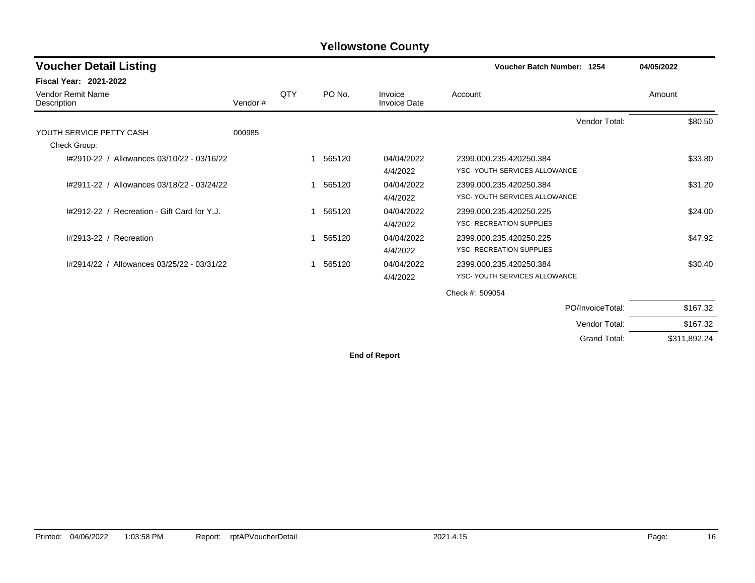# Yellowstone County

## Voucher Detail Listing

**Voucher Batch Number: 1254** **04/05/2022**

**Fiscal Year: 2021-2022**

| Vendor Remit Name / Description | Vendor # | QTY | PO No. | Invoice / Invoice Date | Account | Amount |
|---|---|---|---|---|---|---|
| | | | | | Vendor Total: | $80.50 |
| YOUTH SERVICE PETTY CASH | 000985 | | | | | |
| Check Group: | | | | | | |
| I#2910-22 / Allowances 03/10/22 - 03/16/22 | | 1 | 565120 | 04/04/2022<br>4/4/2022 | 2399.000.235.420250.384<br>YSC- YOUTH SERVICES ALLOWANCE | $33.80 |
| I#2911-22 / Allowances 03/18/22 - 03/24/22 | | 1 | 565120 | 04/04/2022<br>4/4/2022 | 2399.000.235.420250.384<br>YSC- YOUTH SERVICES ALLOWANCE | $31.20 |
| I#2912-22 / Recreation - Gift Card for Y.J. | | 1 | 565120 | 04/04/2022<br>4/4/2022 | 2399.000.235.420250.225<br>YSC- RECREATION SUPPLIES | $24.00 |
| I#2913-22 / Recreation | | 1 | 565120 | 04/04/2022<br>4/4/2022 | 2399.000.235.420250.225<br>YSC- RECREATION SUPPLIES | $47.92 |
| I#2914/22 / Allowances 03/25/22 - 03/31/22 | | 1 | 565120 | 04/04/2022<br>4/4/2022 | 2399.000.235.420250.384<br>YSC- YOUTH SERVICES ALLOWANCE | $30.40 |
| | | | | | Check #: 509054 | |
| | | | | | PO/InvoiceTotal: | $167.32 |
| | | | | | Vendor Total: | $167.32 |
| | | | | | Grand Total: | $311,892.24 |

**End of Report**

Printed: 04/06/2022 1:03:58 PM Report: rptAPVoucherDetail 2021.4.15